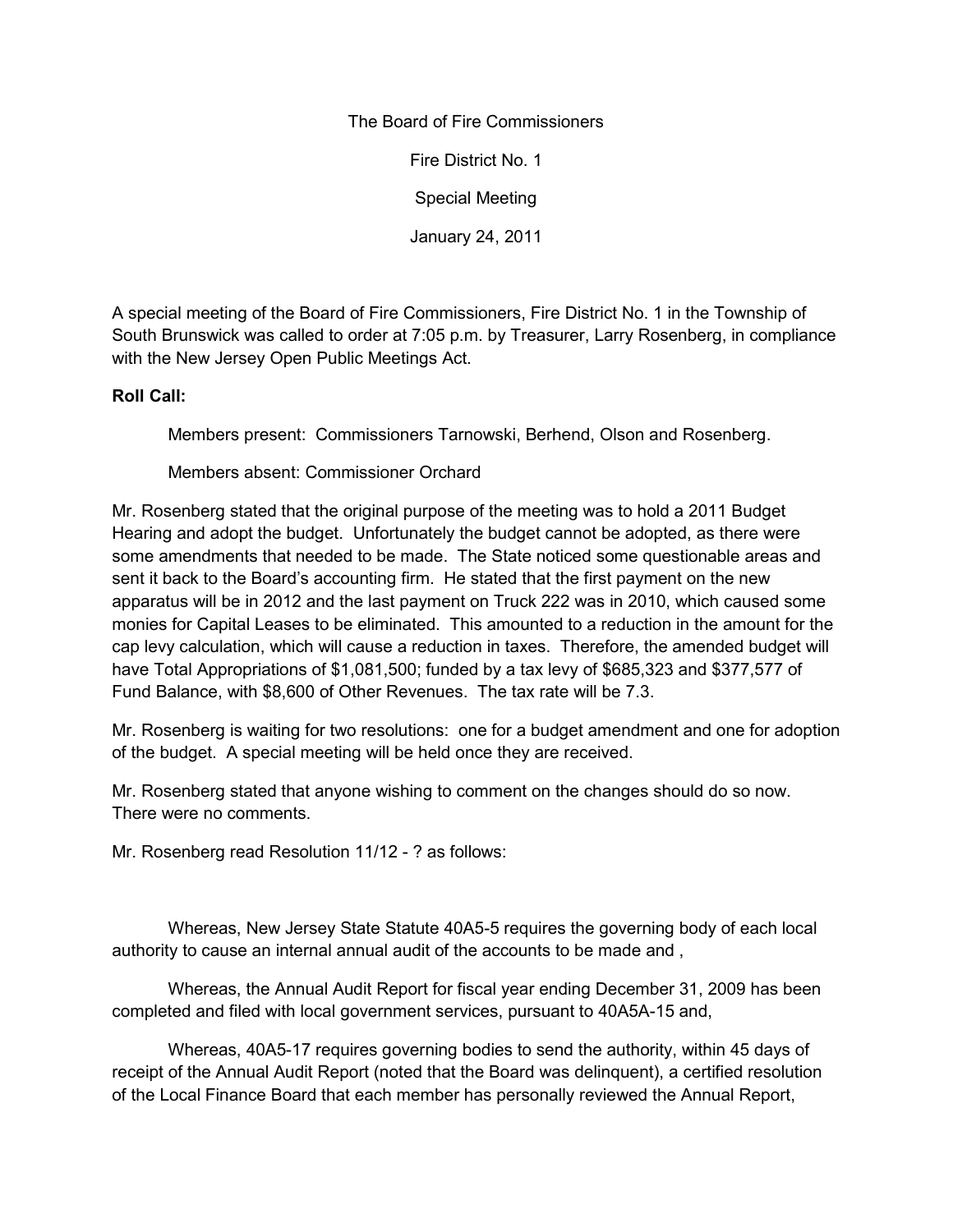The Board of Fire Commissioners

Fire District No. 1

Special Meeting

January 24, 2011

A special meeting of the Board of Fire Commissioners, Fire District No. 1 in the Township of South Brunswick was called to order at 7:05 p.m. by Treasurer, Larry Rosenberg, in compliance with the New Jersey Open Public Meetings Act.

**Roll Call:**

Members present: Commissioners Tarnowski, Berhend, Olson and Rosenberg.

Members absent: Commissioner Orchard

Mr. Rosenberg stated that the original purpose of the meeting was to hold a 2011 Budget Hearing and adopt the budget. Unfortunately the budget cannot be adopted, as there were some amendments that needed to be made. The State noticed some questionable areas and sent it back to the Board's accounting firm. He stated that the first payment on the new apparatus will be in 2012 and the last payment on Truck 222 was in 2010, which caused some monies for Capital Leases to be eliminated. This amounted to a reduction in the amount for the cap levy calculation, which will cause a reduction in taxes. Therefore, the amended budget will have Total Appropriations of $1,081,500; funded by a tax levy of $685,323 and $377,577 of Fund Balance, with $8,600 of Other Revenues. The tax rate will be 7.3.

Mr. Rosenberg is waiting for two resolutions: one for a budget amendment and one for adoption of the budget. A special meeting will be held once they are received.

Mr. Rosenberg stated that anyone wishing to comment on the changes should do so now. There were no comments.

Mr. Rosenberg read Resolution 11/12 - ? as follows:

Whereas, New Jersey State Statute 40A5-5 requires the governing body of each local authority to cause an internal annual audit of the accounts to be made and ,

Whereas, the Annual Audit Report for fiscal year ending December 31, 2009 has been completed and filed with local government services, pursuant to 40A5A-15 and,

Whereas, 40A5-17 requires governing bodies to send the authority, within 45 days of receipt of the Annual Audit Report (noted that the Board was delinquent), a certified resolution of the Local Finance Board that each member has personally reviewed the Annual Report,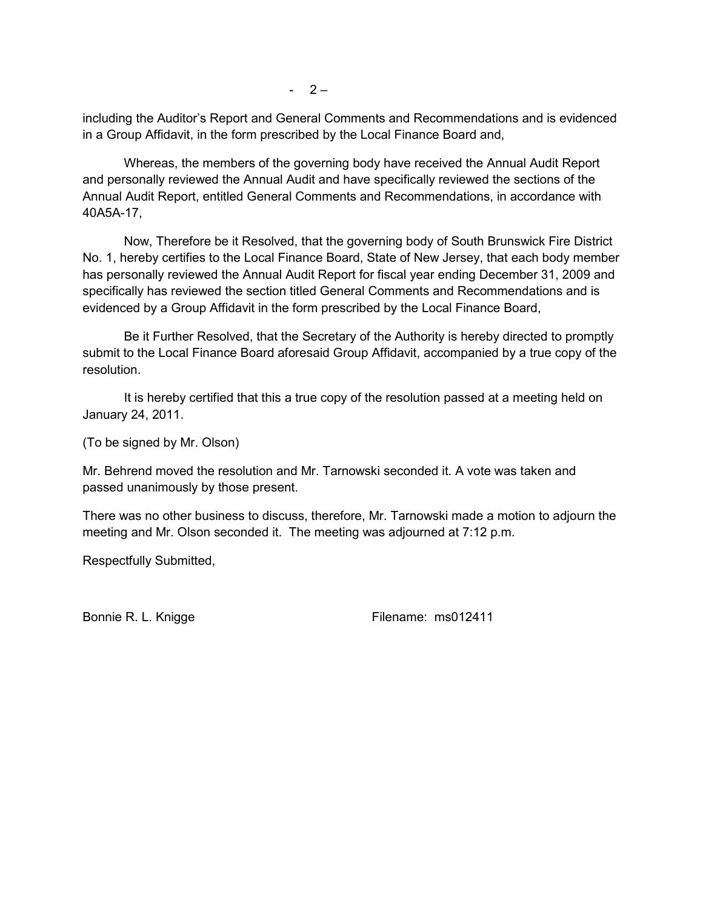including the Auditor's Report and General Comments and Recommendations and is evidenced in a Group Affidavit, in the form prescribed by the Local Finance Board and,

Whereas, the members of the governing body have received the Annual Audit Report and personally reviewed the Annual Audit and have specifically reviewed the sections of the Annual Audit Report, entitled General Comments and Recommendations, in accordance with 40A5A-17,

Now, Therefore be it Resolved, that the governing body of South Brunswick Fire District No. 1, hereby certifies to the Local Finance Board, State of New Jersey, that each body member has personally reviewed the Annual Audit Report for fiscal year ending December 31, 2009 and specifically has reviewed the section titled General Comments and Recommendations and is evidenced by a Group Affidavit in the form prescribed by the Local Finance Board,

Be it Further Resolved, that the Secretary of the Authority is hereby directed to promptly submit to the Local Finance Board aforesaid Group Affidavit, accompanied by a true copy of the resolution.

It is hereby certified that this a true copy of the resolution passed at a meeting held on January 24, 2011.

(To be signed by Mr. Olson)

Mr. Behrend moved the resolution and Mr. Tarnowski seconded it. A vote was taken and passed unanimously by those present.

There was no other business to discuss, therefore, Mr. Tarnowski made a motion to adjourn the meeting and Mr. Olson seconded it. The meeting was adjourned at 7:12 p.m.

Respectfully Submitted,

Bonnie R. L. Knigge

Filename: ms012411